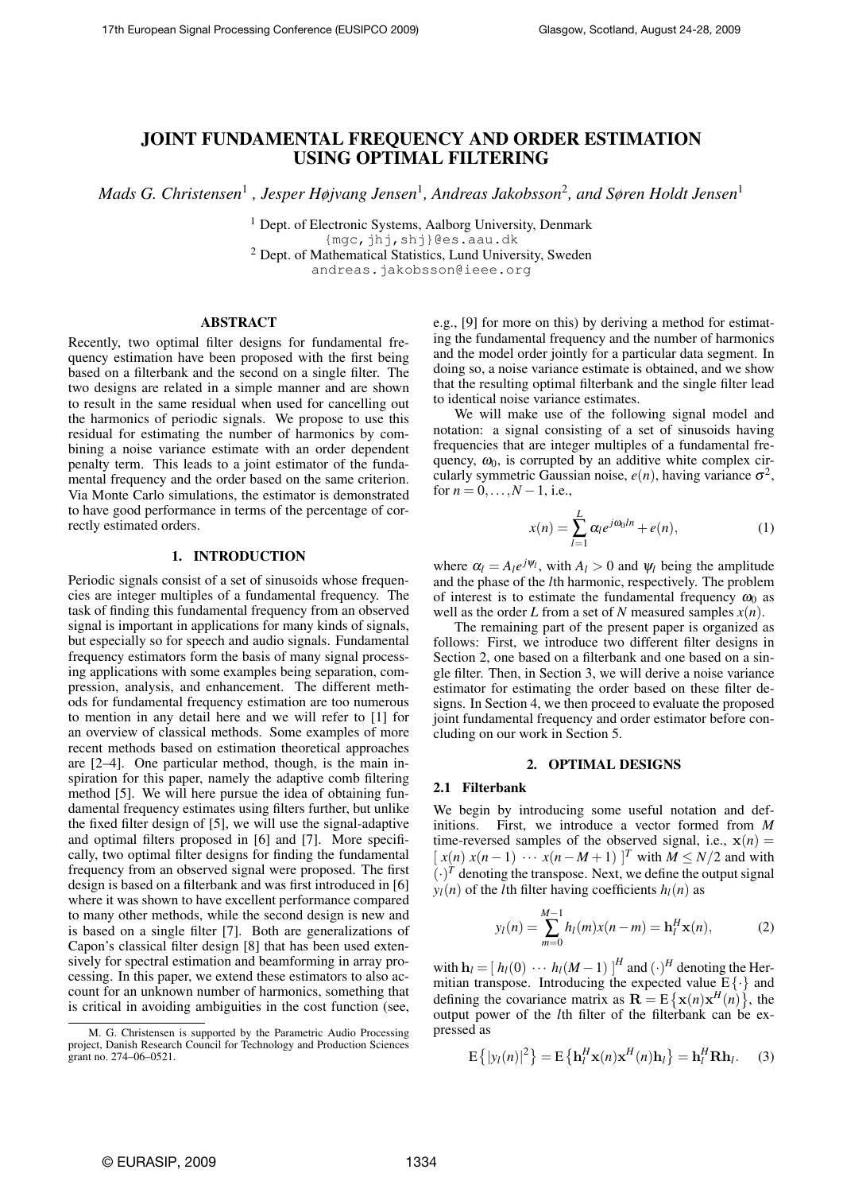# JOINT FUNDAMENTAL FREQUENCY AND ORDER ESTIMATION USING OPTIMAL FILTERING

*Mads G. Christensen[1], Jesper Højvang Jensen[1], Andreas Jakobsson[2], and Søren Holdt Jensen[1]*

[1] Dept. of Electronic Systems, Aalborg University, Denmark
{mgc,jhj,shj}@es.aau.dk
[2] Dept. of Mathematical Statistics, Lund University, Sweden
andreas.jakobsson@ieee.org

## ABSTRACT

Recently, two optimal filter designs for fundamental frequency estimation have been proposed with the first being based on a filterbank and the second on a single filter. The two designs are related in a simple manner and are shown to result in the same residual when used for cancelling out the harmonics of periodic signals. We propose to use this residual for estimating the number of harmonics by combining a noise variance estimate with an order dependent penalty term. This leads to a joint estimator of the fundamental frequency and the order based on the same criterion. Via Monte Carlo simulations, the estimator is demonstrated to have good performance in terms of the percentage of correctly estimated orders.

## 1. INTRODUCTION

Periodic signals consist of a set of sinusoids whose frequencies are integer multiples of a fundamental frequency. The task of finding this fundamental frequency from an observed signal is important in applications for many kinds of signals, but especially so for speech and audio signals. Fundamental frequency estimators form the basis of many signal processing applications with some examples being separation, compression, analysis, and enhancement. The different methods for fundamental frequency estimation are too numerous to mention in any detail here and we will refer to [1] for an overview of classical methods. Some examples of more recent methods based on estimation theoretical approaches are [2–4]. One particular method, though, is the main inspiration for this paper, namely the adaptive comb filtering method [5]. We will here pursue the idea of obtaining fundamental frequency estimates using filters further, but unlike the fixed filter design of [5], we will use the signal-adaptive and optimal filters proposed in [6] and [7]. More specifically, two optimal filter designs for finding the fundamental frequency from an observed signal were proposed. The first design is based on a filterbank and was first introduced in [6] where it was shown to have excellent performance compared to many other methods, while the second design is new and is based on a single filter [7]. Both are generalizations of Capon's classical filter design [8] that has been used extensively for spectral estimation and beamforming in array processing. In this paper, we extend these estimators to also account for an unknown number of harmonics, something that is critical in avoiding ambiguities in the cost function (see, e.g., [9] for more on this) by deriving a method for estimating the fundamental frequency and the number of harmonics and the model order jointly for a particular data segment. In doing so, a noise variance estimate is obtained, and we show that the resulting optimal filterbank and the single filter lead to identical noise variance estimates.

M. G. Christensen is supported by the Parametric Audio Processing project, Danish Research Council for Technology and Production Sciences grant no. 274–06–0521.

We will make use of the following signal model and notation: a signal consisting of a set of sinusoids having frequencies that are integer multiples of a fundamental frequency, $\omega_0$, is corrupted by an additive white complex circularly symmetric Gaussian noise, $e(n)$, having variance $\sigma^2$, for $n = 0, \ldots, N-1$, i.e.,

$$x(n) = \sum_{l=1}^{L} \alpha_l e^{j\omega_0 ln} + e(n), \tag{1}$$

where $\alpha_l = A_l e^{j\psi_l}$, with $A_l > 0$ and $\psi_l$ being the amplitude and the phase of the $l$th harmonic, respectively. The problem of interest is to estimate the fundamental frequency $\omega_0$ as well as the order $L$ from a set of $N$ measured samples $x(n)$.

The remaining part of the present paper is organized as follows: First, we introduce two different filter designs in Section 2, one based on a filterbank and one based on a single filter. Then, in Section 3, we will derive a noise variance estimator for estimating the order based on these filter designs. In Section 4, we then proceed to evaluate the proposed joint fundamental frequency and order estimator before concluding on our work in Section 5.

## 2. OPTIMAL DESIGNS

### 2.1 Filterbank

We begin by introducing some useful notation and definitions. First, we introduce a vector formed from $M$ time-reversed samples of the observed signal, i.e., $\mathbf{x}(n) = [\, x(n) \; x(n-1) \; \cdots \; x(n-M+1) \,]^T$ with $M \leq N/2$ and with $(\cdot)^T$ denoting the transpose. Next, we define the output signal $y_l(n)$ of the $l$th filter having coefficients $h_l(n)$ as

$$y_l(n) = \sum_{m=0}^{M-1} h_l(m) x(n-m) = \mathbf{h}_l^H \mathbf{x}(n), \tag{2}$$

with $\mathbf{h}_l = [\, h_l(0) \; \cdots \; h_l(M-1) \,]^H$ and $(\cdot)^H$ denoting the Hermitian transpose. Introducing the expected value $\mathrm{E}\{\cdot\}$ and defining the covariance matrix as $\mathbf{R} = \mathrm{E}\{\mathbf{x}(n)\mathbf{x}^H(n)\}$, the output power of the $l$th filter of the filterbank can be expressed as

$$\mathrm{E}\{|y_l(n)|^2\} = \mathrm{E}\{\mathbf{h}_l^H \mathbf{x}(n)\mathbf{x}^H(n)\mathbf{h}_l\} = \mathbf{h}_l^H \mathbf{R} \mathbf{h}_l. \tag{3}$$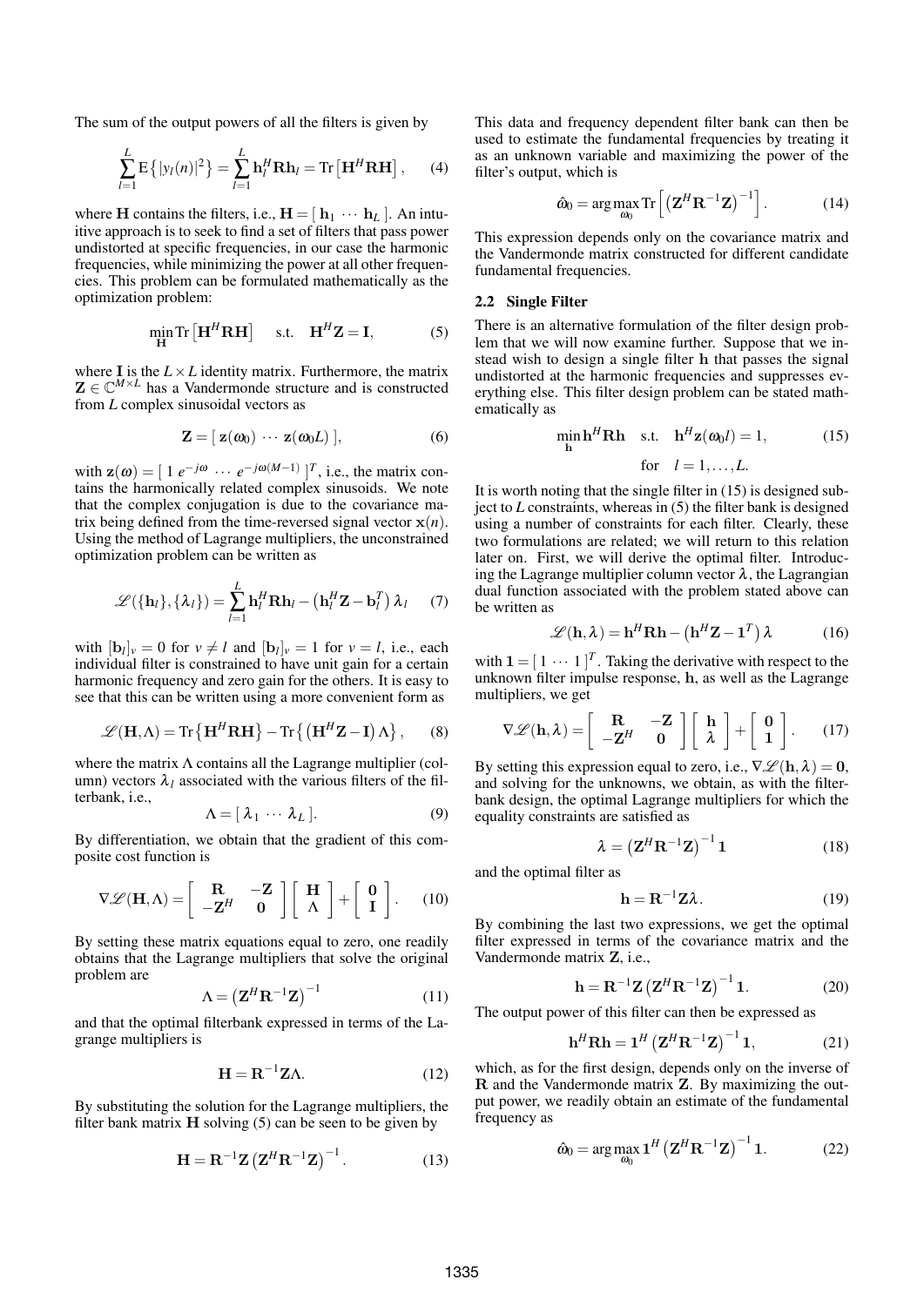The sum of the output powers of all the filters is given by

$$\sum_{l=1}^{L} \mathrm{E}\left\{|y_l(n)|^2\right\} = \sum_{l=1}^{L} \mathbf{h}_l^H \mathbf{R} \mathbf{h}_l = \mathrm{Tr}\left[\mathbf{H}^H \mathbf{R} \mathbf{H}\right], \qquad (4)$$

where $\mathbf{H}$ contains the filters, i.e., $\mathbf{H} = [\ \mathbf{h}_1 \cdots \mathbf{h}_L\ ]$. An intuitive approach is to seek to find a set of filters that pass power undistorted at specific frequencies, in our case the harmonic frequencies, while minimizing the power at all other frequencies. This problem can be formulated mathematically as the optimization problem:

$$\min_{\mathbf{H}} \mathrm{Tr}\left[\mathbf{H}^H \mathbf{R} \mathbf{H}\right] \quad \text{s.t.} \quad \mathbf{H}^H \mathbf{Z} = \mathbf{I}, \qquad (5)$$

where $\mathbf{I}$ is the $L \times L$ identity matrix. Furthermore, the matrix $\mathbf{Z} \in \mathbb{C}^{M \times L}$ has a Vandermonde structure and is constructed from $L$ complex sinusoidal vectors as

$$\mathbf{Z} = [\ \mathbf{z}(\omega_0) \cdots \mathbf{z}(\omega_0 L)\ ], \qquad (6)$$

with $\mathbf{z}(\omega) = [\ 1\ e^{-j\omega} \cdots e^{-j\omega(M-1)}\ ]^T$, i.e., the matrix contains the harmonically related complex sinusoids. We note that the complex conjugation is due to the covariance matrix being defined from the time-reversed signal vector $\mathbf{x}(n)$. Using the method of Lagrange multipliers, the unconstrained optimization problem can be written as

$$\mathscr{L}(\{\mathbf{h}_l\},\{\lambda_l\}) = \sum_{l=1}^{L} \mathbf{h}_l^H \mathbf{R} \mathbf{h}_l - \left(\mathbf{h}_l^H \mathbf{Z} - \mathbf{b}_l^T\right) \lambda_l \qquad (7)$$

with $[\mathbf{b}_l]_v = 0$ for $v \neq l$ and $[\mathbf{b}_l]_v = 1$ for $v = l$, i.e., each individual filter is constrained to have unit gain for a certain harmonic frequency and zero gain for the others. It is easy to see that this can be written using a more convenient form as

$$\mathscr{L}(\mathbf{H},\Lambda) = \mathrm{Tr}\left\{\mathbf{H}^H \mathbf{R} \mathbf{H}\right\} - \mathrm{Tr}\left\{\left(\mathbf{H}^H \mathbf{Z} - \mathbf{I}\right)\Lambda\right\}, \qquad (8)$$

where the matrix $\Lambda$ contains all the Lagrange multiplier (column) vectors $\lambda_l$ associated with the various filters of the filterbank, i.e.,

$$\Lambda = [\ \lambda_1 \cdots \lambda_L\ ]. \qquad (9)$$

By differentiation, we obtain that the gradient of this composite cost function is

$$\nabla \mathscr{L}(\mathbf{H},\Lambda) = \begin{bmatrix} \mathbf{R} & -\mathbf{Z} \\ -\mathbf{Z}^H & \mathbf{0} \end{bmatrix} \begin{bmatrix} \mathbf{H} \\ \Lambda \end{bmatrix} + \begin{bmatrix} \mathbf{0} \\ \mathbf{I} \end{bmatrix}. \qquad (10)$$

By setting these matrix equations equal to zero, one readily obtains that the Lagrange multipliers that solve the original problem are

$$\Lambda = \left(\mathbf{Z}^H \mathbf{R}^{-1} \mathbf{Z}\right)^{-1} \qquad (11)$$

and that the optimal filterbank expressed in terms of the Lagrange multipliers is

$$\mathbf{H} = \mathbf{R}^{-1} \mathbf{Z} \Lambda. \qquad (12)$$

By substituting the solution for the Lagrange multipliers, the filter bank matrix $\mathbf{H}$ solving (5) can be seen to be given by

$$\mathbf{H} = \mathbf{R}^{-1} \mathbf{Z} \left(\mathbf{Z}^H \mathbf{R}^{-1} \mathbf{Z}\right)^{-1}. \qquad (13)$$

This data and frequency dependent filter bank can then be used to estimate the fundamental frequencies by treating it as an unknown variable and maximizing the power of the filter's output, which is

$$\hat{\omega}_0 = \arg\max_{\omega_0} \mathrm{Tr}\left[\left(\mathbf{Z}^H \mathbf{R}^{-1} \mathbf{Z}\right)^{-1}\right]. \qquad (14)$$

This expression depends only on the covariance matrix and the Vandermonde matrix constructed for different candidate fundamental frequencies.

## 2.2 Single Filter

There is an alternative formulation of the filter design problem that we will now examine further. Suppose that we instead wish to design a single filter $\mathbf{h}$ that passes the signal undistorted at the harmonic frequencies and suppresses everything else. This filter design problem can be stated mathematically as

$$\min_{\mathbf{h}} \mathbf{h}^H \mathbf{R} \mathbf{h} \quad \text{s.t.} \quad \mathbf{h}^H \mathbf{z}(\omega_0 l) = 1, \qquad (15)$$
$$\text{for} \quad l = 1, \ldots, L.$$

It is worth noting that the single filter in (15) is designed subject to $L$ constraints, whereas in (5) the filter bank is designed using a number of constraints for each filter. Clearly, these two formulations are related; we will return to this relation later on. First, we will derive the optimal filter. Introducing the Lagrange multiplier column vector $\lambda$, the Lagrangian dual function associated with the problem stated above can be written as

$$\mathscr{L}(\mathbf{h},\lambda) = \mathbf{h}^H \mathbf{R} \mathbf{h} - \left(\mathbf{h}^H \mathbf{Z} - \mathbf{1}^T\right)\lambda \qquad (16)$$

with $\mathbf{1} = [\ 1 \cdots 1\ ]^T$. Taking the derivative with respect to the unknown filter impulse response, $\mathbf{h}$, as well as the Lagrange multipliers, we get

$$\nabla \mathscr{L}(\mathbf{h},\lambda) = \begin{bmatrix} \mathbf{R} & -\mathbf{Z} \\ -\mathbf{Z}^H & \mathbf{0} \end{bmatrix} \begin{bmatrix} \mathbf{h} \\ \lambda \end{bmatrix} + \begin{bmatrix} \mathbf{0} \\ \mathbf{1} \end{bmatrix}. \qquad (17)$$

By setting this expression equal to zero, i.e., $\nabla \mathscr{L}(\mathbf{h},\lambda) = \mathbf{0}$, and solving for the unknowns, we obtain, as with the filterbank design, the optimal Lagrange multipliers for which the equality constraints are satisfied as

$$\lambda = \left(\mathbf{Z}^H \mathbf{R}^{-1} \mathbf{Z}\right)^{-1} \mathbf{1} \qquad (18)$$

and the optimal filter as

$$\mathbf{h} = \mathbf{R}^{-1} \mathbf{Z} \lambda. \qquad (19)$$

By combining the last two expressions, we get the optimal filter expressed in terms of the covariance matrix and the Vandermonde matrix $\mathbf{Z}$, i.e.,

$$\mathbf{h} = \mathbf{R}^{-1} \mathbf{Z} \left(\mathbf{Z}^H \mathbf{R}^{-1} \mathbf{Z}\right)^{-1} \mathbf{1}. \qquad (20)$$

The output power of this filter can then be expressed as

$$\mathbf{h}^H \mathbf{R} \mathbf{h} = \mathbf{1}^H \left(\mathbf{Z}^H \mathbf{R}^{-1} \mathbf{Z}\right)^{-1} \mathbf{1}, \qquad (21)$$

which, as for the first design, depends only on the inverse of $\mathbf{R}$ and the Vandermonde matrix $\mathbf{Z}$. By maximizing the output power, we readily obtain an estimate of the fundamental frequency as

$$\hat{\omega}_0 = \arg\max_{\omega_0} \mathbf{1}^H \left(\mathbf{Z}^H \mathbf{R}^{-1} \mathbf{Z}\right)^{-1} \mathbf{1}. \qquad (22)$$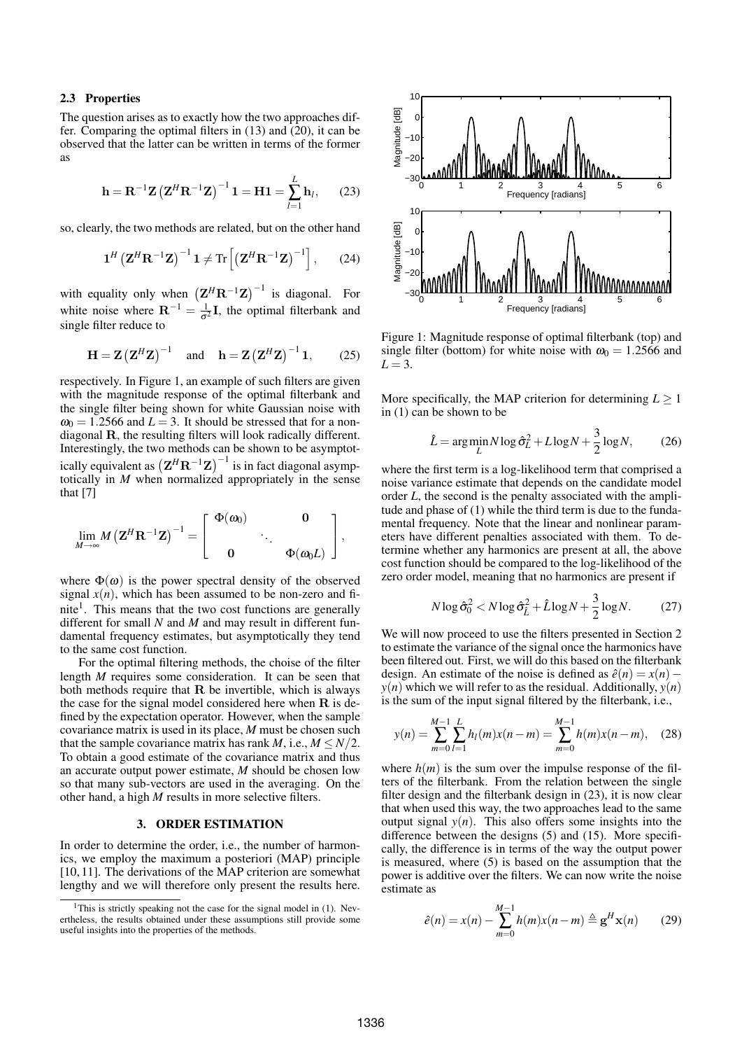### 2.3 Properties

The question arises as to exactly how the two approaches differ. Comparing the optimal filters in (13) and (20), it can be observed that the latter can be written in terms of the former as

$$\mathbf{h} = \mathbf{R}^{-1}\mathbf{Z}\left(\mathbf{Z}^H\mathbf{R}^{-1}\mathbf{Z}\right)^{-1}\mathbf{1} = \mathbf{H}\mathbf{1} = \sum_{l=1}^{L}\mathbf{h}_l, \qquad (23)$$

so, clearly, the two methods are related, but on the other hand

$$\mathbf{1}^H\left(\mathbf{Z}^H\mathbf{R}^{-1}\mathbf{Z}\right)^{-1}\mathbf{1} \neq \mathrm{Tr}\left[\left(\mathbf{Z}^H\mathbf{R}^{-1}\mathbf{Z}\right)^{-1}\right], \qquad (24)$$

with equality only when $\left(\mathbf{Z}^H\mathbf{R}^{-1}\mathbf{Z}\right)^{-1}$ is diagonal. For white noise where $\mathbf{R}^{-1} = \frac{1}{\sigma^2}\mathbf{I}$, the optimal filterbank and single filter reduce to

$$\mathbf{H} = \mathbf{Z}\left(\mathbf{Z}^H\mathbf{Z}\right)^{-1} \quad \text{and} \quad \mathbf{h} = \mathbf{Z}\left(\mathbf{Z}^H\mathbf{Z}\right)^{-1}\mathbf{1}, \qquad (25)$$

respectively. In Figure 1, an example of such filters are given with the magnitude response of the optimal filterbank and the single filter being shown for white Gaussian noise with $\omega_0 = 1.2566$ and $L = 3$. It should be stressed that for a non-diagonal $\mathbf{R}$, the resulting filters will look radically different. Interestingly, the two methods can be shown to be asymptotically equivalent as $\left(\mathbf{Z}^H\mathbf{R}^{-1}\mathbf{Z}\right)^{-1}$ is in fact diagonal asymptotically in $M$ when normalized appropriately in the sense that [7]

$$\lim_{M\to\infty} M\left(\mathbf{Z}^H\mathbf{R}^{-1}\mathbf{Z}\right)^{-1} = \begin{bmatrix} \Phi(\omega_0) & & \mathbf{0} \\ & \ddots & \\ \mathbf{0} & & \Phi(\omega_0 L) \end{bmatrix},$$

where $\Phi(\omega)$ is the power spectral density of the observed signal $x(n)$, which has been assumed to be non-zero and finite[1]. This means that the two cost functions are generally different for small $N$ and $M$ and may result in different fundamental frequency estimates, but asymptotically they tend to the same cost function.

For the optimal filtering methods, the choise of the filter length $M$ requires some consideration. It can be seen that both methods require that $\mathbf{R}$ be invertible, which is always the case for the signal model considered here when $\mathbf{R}$ is defined by the expectation operator. However, when the sample covariance matrix is used in its place, $M$ must be chosen such that the sample covariance matrix has rank $M$, i.e., $M \leq N/2$. To obtain a good estimate of the covariance matrix and thus an accurate output power estimate, $M$ should be chosen low so that many sub-vectors are used in the averaging. On the other hand, a high $M$ results in more selective filters.

## 3. ORDER ESTIMATION

In order to determine the order, i.e., the number of harmonics, we employ the maximum a posteriori (MAP) principle [10, 11]. The derivations of the MAP criterion are somewhat lengthy and we will therefore only present the results here.

[1]This is strictly speaking not the case for the signal model in (1). Nevertheless, the results obtained under these assumptions still provide some useful insights into the properties of the methods.

Figure 1: Magnitude response of optimal filterbank (top) and single filter (bottom) for white noise with $\omega_0 = 1.2566$ and $L = 3$.

More specifically, the MAP criterion for determining $L \geq 1$ in (1) can be shown to be

$$\hat{L} = \arg\min_{L} N\log\hat{\sigma}_L^2 + L\log N + \frac{3}{2}\log N, \qquad (26)$$

where the first term is a log-likelihood term that comprised a noise variance estimate that depends on the candidate model order $L$, the second is the penalty associated with the amplitude and phase of (1) while the third term is due to the fundamental frequency. Note that the linear and nonlinear parameters have different penalties associated with them. To determine whether any harmonics are present at all, the above cost function should be compared to the log-likelihood of the zero order model, meaning that no harmonics are present if

$$N\log\hat{\sigma}_0^2 < N\log\hat{\sigma}_{\hat{L}}^2 + \hat{L}\log N + \frac{3}{2}\log N. \qquad (27)$$

We will now proceed to use the filters presented in Section 2 to estimate the variance of the signal once the harmonics have been filtered out. First, we will do this based on the filterbank design. An estimate of the noise is defined as $\hat{e}(n) = x(n) - y(n)$ which we will refer to as the residual. Additionally, $y(n)$ is the sum of the input signal filtered by the filterbank, i.e.,

$$y(n) = \sum_{m=0}^{M-1}\sum_{l=1}^{L} h_l(m)x(n-m) = \sum_{m=0}^{M-1} h(m)x(n-m), \quad (28)$$

where $h(m)$ is the sum over the impulse response of the filters of the filterbank. From the relation between the single filter design and the filterbank design in (23), it is now clear that when used this way, the two approaches lead to the same output signal $y(n)$. This also offers some insights into the difference between the designs (5) and (15). More specifically, the difference is in terms of the way the output power is measured, where (5) is based on the assumption that the power is additive over the filters. We can now write the noise estimate as

$$\hat{e}(n) = x(n) - \sum_{m=0}^{M-1} h(m)x(n-m) \triangleq \mathbf{g}^H\mathbf{x}(n) \qquad (29)$$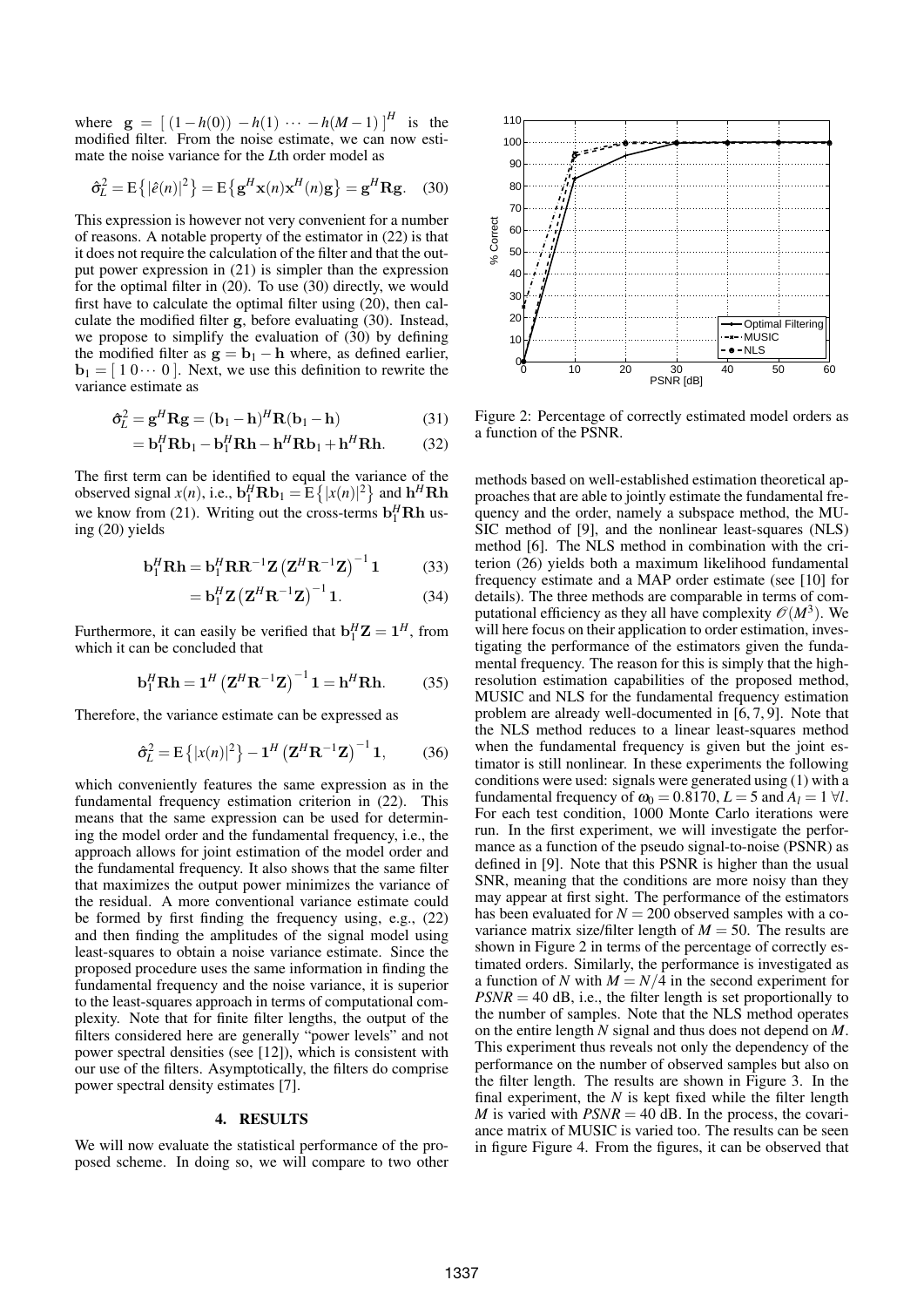where $\mathbf{g} = [\,(1-h(0))\ -h(1)\ \cdots\ -h(M-1)\,]^H$ is the modified filter. From the noise estimate, we can now estimate the noise variance for the $L$th order model as

$$\hat{\sigma}_L^2 = \mathrm{E}\{|\hat{e}(n)|^2\} = \mathrm{E}\{\mathbf{g}^H \mathbf{x}(n)\mathbf{x}^H(n)\mathbf{g}\} = \mathbf{g}^H \mathbf{R}\mathbf{g}. \quad (30)$$

This expression is however not very convenient for a number of reasons. A notable property of the estimator in (22) is that it does not require the calculation of the filter and that the output power expression in (21) is simpler than the expression for the optimal filter in (20). To use (30) directly, we would first have to calculate the optimal filter using (20), then calculate the modified filter $\mathbf{g}$, before evaluating (30). Instead, we propose to simplify the evaluation of (30) by defining the modified filter as $\mathbf{g} = \mathbf{b}_1 - \mathbf{h}$ where, as defined earlier, $\mathbf{b}_1 = [\,1\,0\cdots 0\,]$. Next, we use this definition to rewrite the variance estimate as

$$\hat{\sigma}_L^2 = \mathbf{g}^H \mathbf{R}\mathbf{g} = (\mathbf{b}_1 - \mathbf{h})^H \mathbf{R}(\mathbf{b}_1 - \mathbf{h}) \quad (31)$$

$$= \mathbf{b}_1^H \mathbf{R}\mathbf{b}_1 - \mathbf{b}_1^H \mathbf{R}\mathbf{h} - \mathbf{h}^H \mathbf{R}\mathbf{b}_1 + \mathbf{h}^H \mathbf{R}\mathbf{h}. \quad (32)$$

The first term can be identified to equal the variance of the observed signal $x(n)$, i.e., $\mathbf{b}_1^H \mathbf{R}\mathbf{b}_1 = \mathrm{E}\{|x(n)|^2\}$ and $\mathbf{h}^H \mathbf{R}\mathbf{h}$ we know from (21). Writing out the cross-terms $\mathbf{b}_1^H \mathbf{R}\mathbf{h}$ using (20) yields

$$\mathbf{b}_1^H \mathbf{R}\mathbf{h} = \mathbf{b}_1^H \mathbf{R}\mathbf{R}^{-1}\mathbf{Z}\left(\mathbf{Z}^H \mathbf{R}^{-1}\mathbf{Z}\right)^{-1}\mathbf{1} \quad (33)$$

$$= \mathbf{b}_1^H \mathbf{Z}\left(\mathbf{Z}^H \mathbf{R}^{-1}\mathbf{Z}\right)^{-1}\mathbf{1}. \quad (34)$$

Furthermore, it can easily be verified that $\mathbf{b}_1^H \mathbf{Z} = \mathbf{1}^H$, from which it can be concluded that

$$\mathbf{b}_1^H \mathbf{R}\mathbf{h} = \mathbf{1}^H \left(\mathbf{Z}^H \mathbf{R}^{-1}\mathbf{Z}\right)^{-1}\mathbf{1} = \mathbf{h}^H \mathbf{R}\mathbf{h}. \quad (35)$$

Therefore, the variance estimate can be expressed as

$$\hat{\sigma}_L^2 = \mathrm{E}\{|x(n)|^2\} - \mathbf{1}^H \left(\mathbf{Z}^H \mathbf{R}^{-1}\mathbf{Z}\right)^{-1}\mathbf{1}, \quad (36)$$

which conveniently features the same expression as in the fundamental frequency estimation criterion in (22). This means that the same expression can be used for determining the model order and the fundamental frequency, i.e., the approach allows for joint estimation of the model order and the fundamental frequency. It also shows that the same filter that maximizes the output power minimizes the variance of the residual. A more conventional variance estimate could be formed by first finding the frequency using, e.g., (22) and then finding the amplitudes of the signal model using least-squares to obtain a noise variance estimate. Since the proposed procedure uses the same information in finding the fundamental frequency and the noise variance, it is superior to the least-squares approach in terms of computational complexity. Note that for finite filter lengths, the output of the filters considered here are generally "power levels" and not power spectral densities (see [12]), which is consistent with our use of the filters. Asymptotically, the filters do comprise power spectral density estimates [7].

## 4. RESULTS

We will now evaluate the statistical performance of the proposed scheme. In doing so, we will compare to two other methods based on well-established estimation theoretical approaches that are able to jointly estimate the fundamental frequency and the order, namely a subspace method, the MUSIC method of [9], and the nonlinear least-squares (NLS) method [6]. The NLS method in combination with the criterion (26) yields both a maximum likelihood fundamental frequency estimate and a MAP order estimate (see [10] for details). The three methods are comparable in terms of computational efficiency as they all have complexity $\mathcal{O}(M^3)$. We will here focus on their application to order estimation, investigating the performance of the estimators given the fundamental frequency. The reason for this is simply that the high-resolution estimation capabilities of the proposed method, MUSIC and NLS for the fundamental frequency estimation problem are already well-documented in [6, 7, 9]. Note that the NLS method reduces to a linear least-squares method when the fundamental frequency is given but the joint estimator is still nonlinear. In these experiments the following conditions were used: signals were generated using (1) with a fundamental frequency of $\omega_0 = 0.8170$, $L = 5$ and $A_l = 1\ \forall l$. For each test condition, 1000 Monte Carlo iterations were run. In the first experiment, we will investigate the performance as a function of the pseudo signal-to-noise (PSNR) as defined in [9]. Note that this PSNR is higher than the usual SNR, meaning that the conditions are more noisy than they may appear at first sight. The performance of the estimators has been evaluated for $N = 200$ observed samples with a covariance matrix size/filter length of $M = 50$. The results are shown in Figure 2 in terms of the percentage of correctly estimated orders. Similarly, the performance is investigated as a function of $N$ with $M = N/4$ in the second experiment for $PSNR = 40$ dB, i.e., the filter length is set proportionally to the number of samples. Note that the NLS method operates on the entire length $N$ signal and thus does not depend on $M$. This experiment thus reveals not only the dependency of the performance on the number of observed samples but also on the filter length. The results are shown in Figure 3. In the final experiment, the $N$ is kept fixed while the filter length $M$ is varied with $PSNR = 40$ dB. In the process, the covariance matrix of MUSIC is varied too. The results can be seen in figure Figure 4. From the figures, it can be observed that

Figure 2: Percentage of correctly estimated model orders as a function of the PSNR.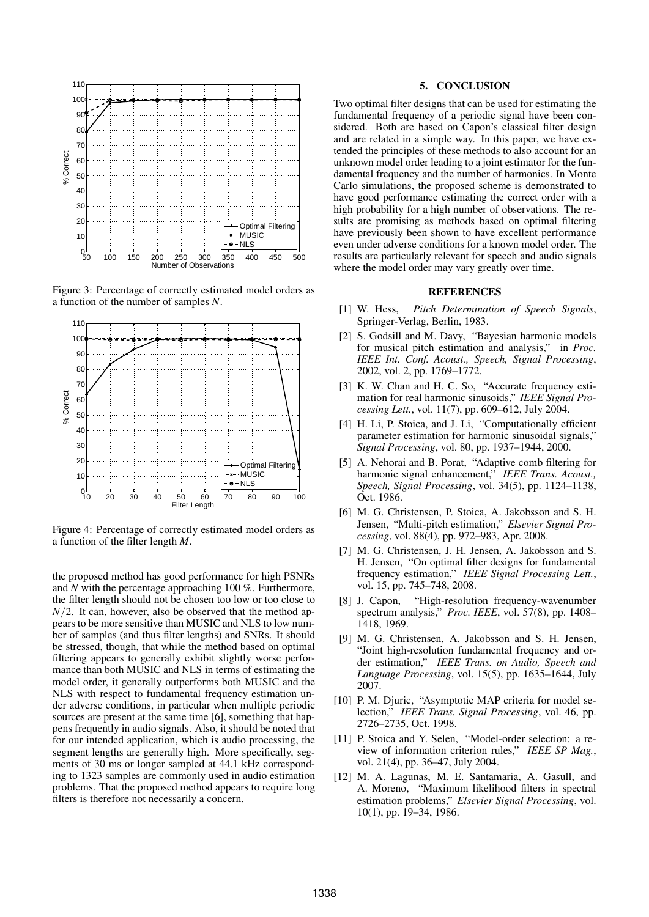110
100
90
80
70
60
50
40
30
20
10
0
% Correct
50 100 150 200 250 300 350 400 450 500
Number of Observations
Optimal Filtering
MUSIC
NLS

Figure 3: Percentage of correctly estimated model orders as a function of the number of samples $N$.

110
100
90
80
70
60
50
40
30
20
10
0
% Correct
10 20 30 40 50 60 70 80 90 100
Filter Length
Optimal Filtering
MUSIC
NLS

Figure 4: Percentage of correctly estimated model orders as a function of the filter length $M$.

the proposed method has good performance for high PSNRs and $N$ with the percentage approaching 100 %. Furthermore, the filter length should not be chosen too low or too close to $N/2$. It can, however, also be observed that the method appears to be more sensitive than MUSIC and NLS to low number of samples (and thus filter lengths) and SNRs. It should be stressed, though, that while the method based on optimal filtering appears to generally exhibit slightly worse performance than both MUSIC and NLS in terms of estimating the model order, it generally outperforms both MUSIC and the NLS with respect to fundamental frequency estimation under adverse conditions, in particular when multiple periodic sources are present at the same time [6], something that happens frequently in audio signals. Also, it should be noted that for our intended application, which is audio processing, the segment lengths are generally high. More specifically, segments of 30 ms or longer sampled at 44.1 kHz corresponding to 1323 samples are commonly used in audio estimation problems. That the proposed method appears to require long filters is therefore not necessarily a concern.

## 5. CONCLUSION

Two optimal filter designs that can be used for estimating the fundamental frequency of a periodic signal have been considered. Both are based on Capon's classical filter design and are related in a simple way. In this paper, we have extended the principles of these methods to also account for an unknown model order leading to a joint estimator for the fundamental frequency and the number of harmonics. In Monte Carlo simulations, the proposed scheme is demonstrated to have good performance estimating the correct order with a high probability for a high number of observations. The results are promising as methods based on optimal filtering have previously been shown to have excellent performance even under adverse conditions for a known model order. The results are particularly relevant for speech and audio signals where the model order may vary greatly over time.

## REFERENCES

[1] W. Hess, *Pitch Determination of Speech Signals*, Springer-Verlag, Berlin, 1983.

[2] S. Godsill and M. Davy, "Bayesian harmonic models for musical pitch estimation and analysis," in *Proc. IEEE Int. Conf. Acoust., Speech, Signal Processing*, 2002, vol. 2, pp. 1769–1772.

[3] K. W. Chan and H. C. So, "Accurate frequency estimation for real harmonic sinusoids," *IEEE Signal Processing Lett.*, vol. 11(7), pp. 609–612, July 2004.

[4] H. Li, P. Stoica, and J. Li, "Computationally efficient parameter estimation for harmonic sinusoidal signals," *Signal Processing*, vol. 80, pp. 1937–1944, 2000.

[5] A. Nehorai and B. Porat, "Adaptive comb filtering for harmonic signal enhancement," *IEEE Trans. Acoust., Speech, Signal Processing*, vol. 34(5), pp. 1124–1138, Oct. 1986.

[6] M. G. Christensen, P. Stoica, A. Jakobsson and S. H. Jensen, "Multi-pitch estimation," *Elsevier Signal Processing*, vol. 88(4), pp. 972–983, Apr. 2008.

[7] M. G. Christensen, J. H. Jensen, A. Jakobsson and S. H. Jensen, "On optimal filter designs for fundamental frequency estimation," *IEEE Signal Processing Lett.*, vol. 15, pp. 745–748, 2008.

[8] J. Capon, "High-resolution frequency-wavenumber spectrum analysis," *Proc. IEEE*, vol. 57(8), pp. 1408–1418, 1969.

[9] M. G. Christensen, A. Jakobsson and S. H. Jensen, "Joint high-resolution fundamental frequency and order estimation," *IEEE Trans. on Audio, Speech and Language Processing*, vol. 15(5), pp. 1635–1644, July 2007.

[10] P. M. Djuric, "Asymptotic MAP criteria for model selection," *IEEE Trans. Signal Processing*, vol. 46, pp. 2726–2735, Oct. 1998.

[11] P. Stoica and Y. Selen, "Model-order selection: a review of information criterion rules," *IEEE SP Mag.*, vol. 21(4), pp. 36–47, July 2004.

[12] M. A. Lagunas, M. E. Santamaria, A. Gasull, and A. Moreno, "Maximum likelihood filters in spectral estimation problems," *Elsevier Signal Processing*, vol. 10(1), pp. 19–34, 1986.